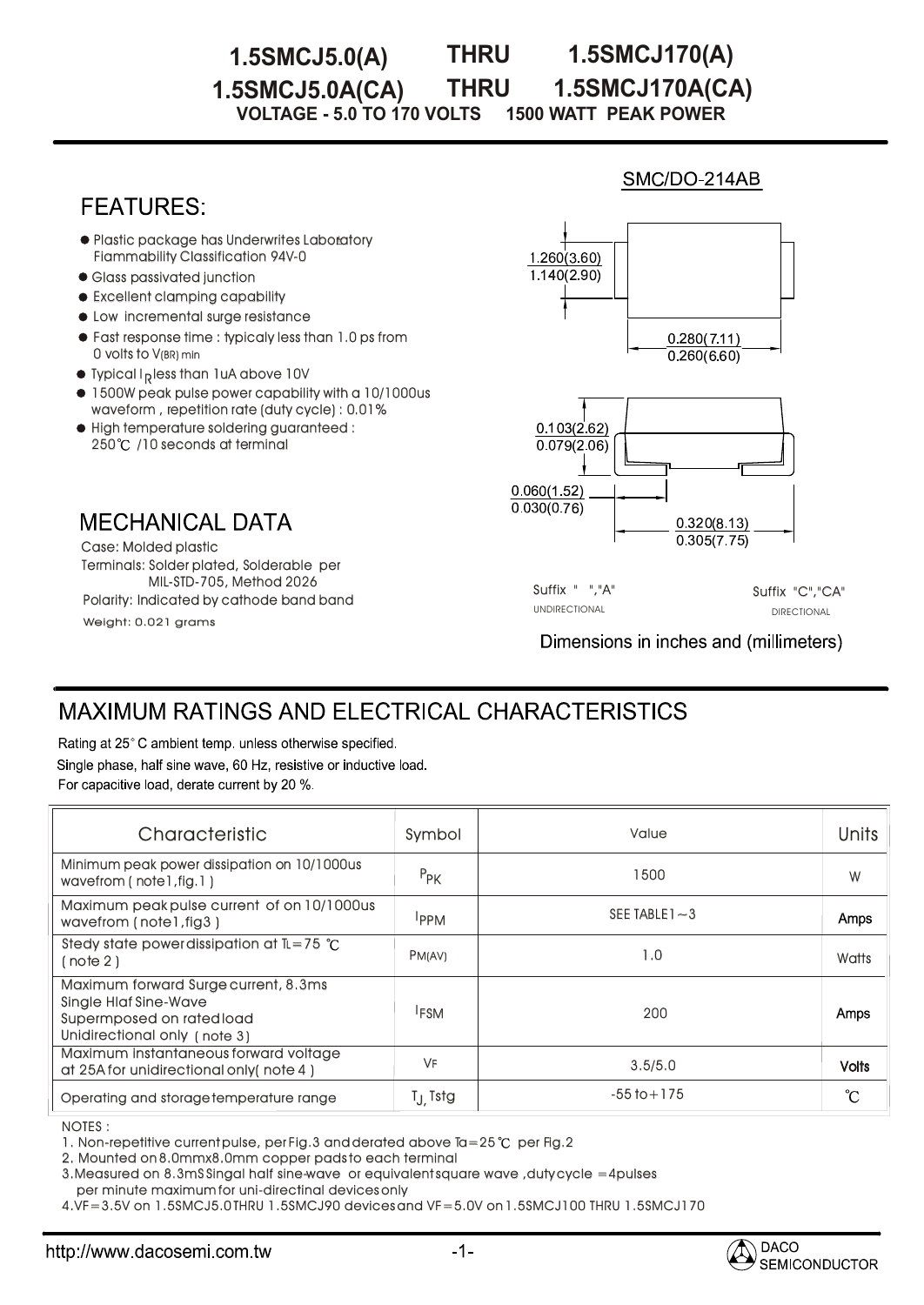# 1.5SMCJ5.0(A) THRU 1.5SMCJ170(A)
# 1.5SMCJ5.0A(CA) THRU 1.5SMCJ170A(CA)

**VOLTAGE - 5.0 TO 170 VOLTS 1500 WATT PEAK POWER**

SMC/DO-214AB

## FEATURES:

- Plastic package has Underwrites Laboratory Flammability Classification 94V-0
- Glass passivated junction
- Excellent clamping capability
- Low incremental surge resistance
- Fast response time : typicaly less than 1.0 ps from 0 volts to $V_{(BR)\,min}$
- Typical $I_R$ less than 1uA above 10V
- 1500W peak pulse power capability with a 10/1000us waveform , repetition rate (duty cycle) : 0.01%
- High temperature soldering guaranteed : 250℃ /10 seconds at terminal

## MECHANICAL DATA

Case: Molded plastic

Terminals: Solder plated, Solderable per MIL-STD-705, Method 2026

Polarity: Indicated by cathode band band

Weight: 0.021 grams

1.260(3.60)
1.140(2.90)

0.280(7.11)
0.260(6.60)

0.103(2.62)
0.079(2.06)

0.060(1.52)
0.030(0.76)

0.320(8.13)
0.305(7.75)

Suffix " ","A" UNIDIRECTIONAL

Suffix "C","CA" DIRECTIONAL

Dimensions in inches and (millimeters)

## MAXIMUM RATINGS AND ELECTRICAL CHARACTERISTICS

Rating at 25° C ambient temp. unless otherwise specified.

Single phase, half sine wave, 60 Hz, resistive or inductive load.

For capacitive load, derate current by 20 %.

| Characteristic | Symbol | Value | Units |
|---|---|---|---|
| Minimum peak power dissipation on 10/1000us wavefrom ( note1,fig.1 ) | $P_{PK}$ | 1500 | W |
| Maximum peak pulse current of on 10/1000us wavefrom (note1,fig3 ) | $I_{PPM}$ | SEE TABLE1～3 | Amps |
| Stedy state power dissipation at TL=75 ℃ ( note 2 ) | $P_{M(AV)}$ | 1.0 | Watts |
| Maximum forward Surge current, 8.3ms Single Hlaf Sine-Wave Supermposed on rated load Unidirectional only ( note 3) | $I_{FSM}$ | 200 | Amps |
| Maximum instantaneous forward voltage at 25A for unidirectional only( note 4 ) | $V_F$ | 3.5/5.0 | Volts |
| Operating and storage temperature range | $T_J$, Tstg | -55 to+175 | ℃ |

NOTES :

1. Non-repetitive current pulse, per Fig.3 and derated above Ta=25 ℃ per Fig.2
2. Mounted on 8.0mmx8.0mm copper pads to each terminal
3. Measured on 8.3mS Singal half sine-wave or equivalent square wave ,duty cycle =4pulses per minute maximum for uni-directinal devices only
4. VF=3.5V on 1.5SMCJ5.0 THRU 1.5SMCJ90 devices and VF=5.0V on 1.5SMCJ100 THRU 1.5SMCJ170

http://www.dacosemi.com.tw

DACO SEMICONDUCTOR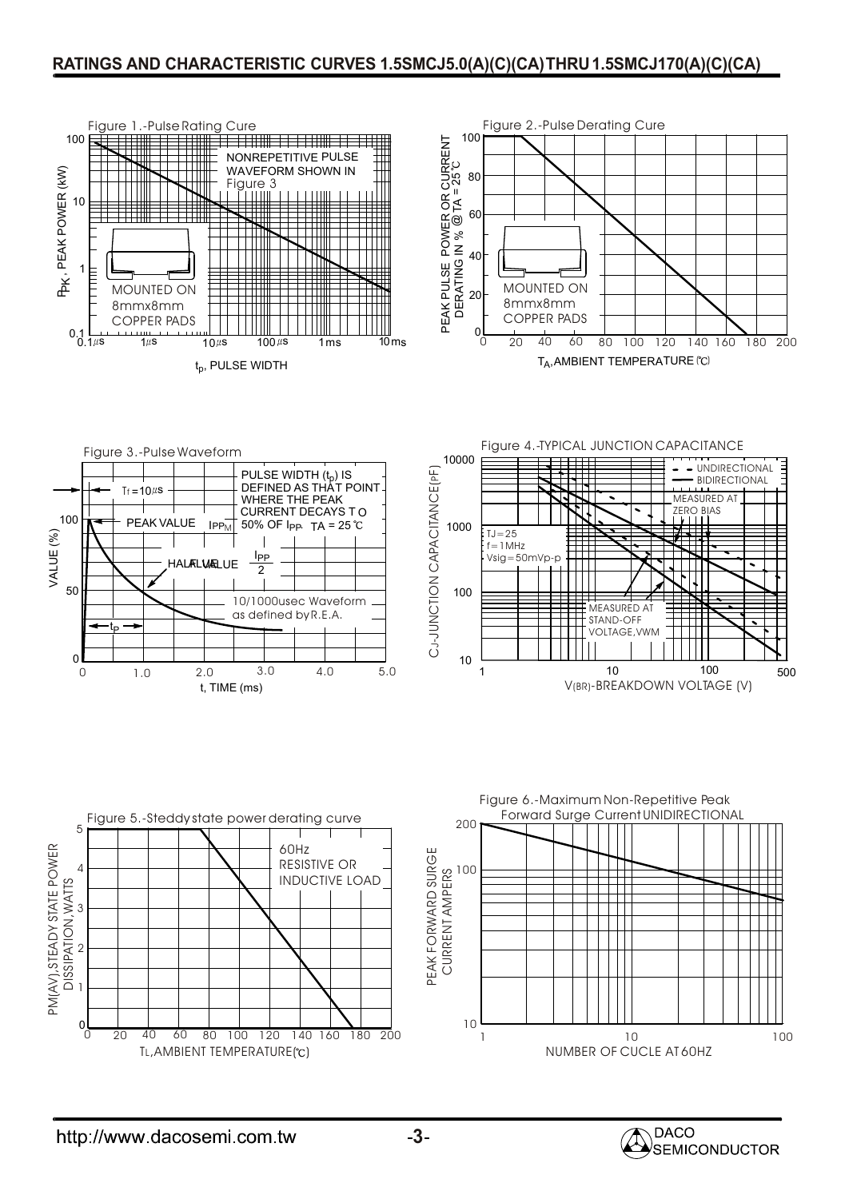# RATINGS AND CHARACTERISTIC CURVES 1.5SMCJ5.0(A)(C)(CA) THRU 1.5SMCJ170(A)(C)(CA)

Figure 1.-Pulse Rating Cure

$P_{PK}$, PEAK POWER (kW)

NONREPETITIVE PULSE WAVEFORM SHOWN IN Figure 3

MOUNTED ON 8mmx8mm COPPER PADS

$t_p$, PULSE WIDTH

Figure 2.-Pulse Derating Cure

PEAK PULSE POWER OR CURRENT DERATING IN % @ TA = 25℃

MOUNTED ON 8mmx8mm COPPER PADS

$T_A$, AMBIENT TEMPERATURE (℃)

Figure 3.-Pulse Waveform

VALUE (%)

Tf = 10μs

PEAK VALUE $I_{PPM}$

PULSE WIDTH ($t_p$) IS DEFINED AS THAT POINT WHERE THE PEAK CURRENT DECAYS TO 50% OF $I_{PP}$. TA = 25℃

HALF VALUE $\frac{I_{PP}}{2}$

10/1000usec Waveform as defined by R.E.A.

t, TIME (ms)

Figure 4.-TYPICAL JUNCTION CAPACITANCE

CJ-JUNCTION CAPACITANCE(pF)

UNIDIRECTIONAL

BIDIRECTIONAL

MEASURED AT ZERO BIAS

TJ=25
f=1MHz
Vsig=50mVp-p

MEASURED AT STAND-OFF VOLTAGE,VWM

V(BR)-BREAKDOWN VOLTAGE (V)

Figure 5.-Steddy state power derating curve

PM(AV),STEADY STATE POWER DISSIPATION,WATTS

60Hz RESISTIVE OR INDUCTIVE LOAD

TL,AMBIENT TEMPERATURE(℃)

Figure 6.-Maximum Non-Repetitive Peak Forward Surge Current UNIDIRECTIONAL

PEAK FORWARD SURGE CURRENT AMPERS

NUMBER OF CUCLE AT 60HZ

http://www.dacosemi.com.tw

DACO SEMICONDUCTOR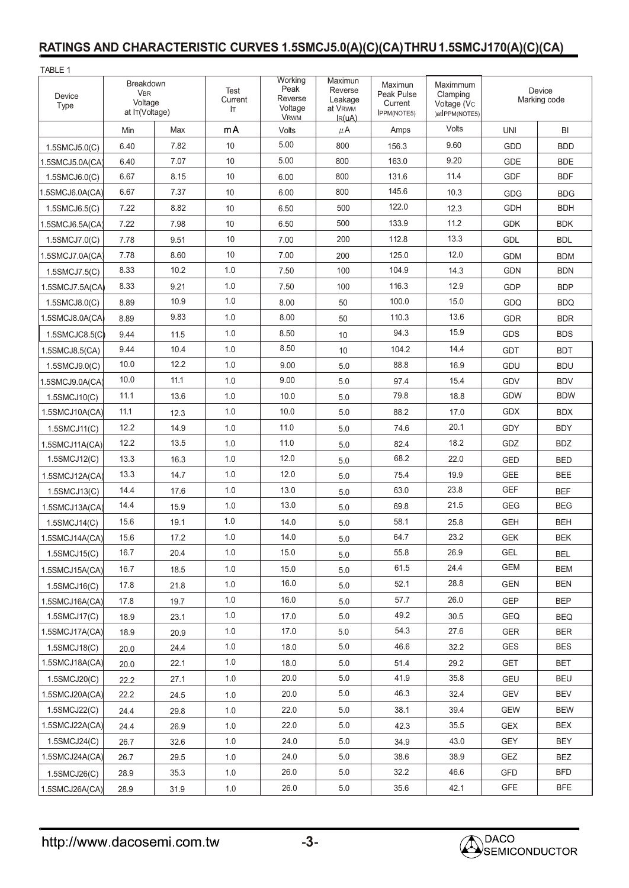## RATINGS AND CHARACTERISTIC CURVES 1.5SMCJ5.0(A)(C)(CA) THRU 1.5SMCJ170(A)(C)(CA)

TABLE 1

| Device Type | Breakdown $V_{BR}$ Voltage at $I_T$(Voltage) | | Test Current $I_T$ | Working Peak Reverse Voltage $V_{RWM}$ | Maximun Reverse Leakage at $V_{RWM}$ $I_R$(uA) | Maximun Peak Pulse Current $I_{PPM}$(NOTE5) | Maximmum Clamping Voltage ($V_C$ )at$I_{PPM}$(NOTE5) | Device Marking code | |
|---|---|---|---|---|---|---|---|---|---|
| | Min | Max | mA | Volts | μA | Amps | Volts | UNI | BI |
| 1.5SMCJ5.0(C) | 6.40 | 7.82 | 10 | 5.00 | 800 | 156.3 | 9.60 | GDD | BDD |
| 1.5SMCJ5.0A(CA) | 6.40 | 7.07 | 10 | 5.00 | 800 | 163.0 | 9.20 | GDE | BDE |
| 1.5SMCJ6.0(C) | 6.67 | 8.15 | 10 | 6.00 | 800 | 131.6 | 11.4 | GDF | BDF |
| 1.5SMCJ6.0A(CA) | 6.67 | 7.37 | 10 | 6.00 | 800 | 145.6 | 10.3 | GDG | BDG |
| 1.5SMCJ6.5(C) | 7.22 | 8.82 | 10 | 6.50 | 500 | 122.0 | 12.3 | GDH | BDH |
| 1.5SMCJ6.5A(CA) | 7.22 | 7.98 | 10 | 6.50 | 500 | 133.9 | 11.2 | GDK | BDK |
| 1.5SMCJ7.0(C) | 7.78 | 9.51 | 10 | 7.00 | 200 | 112.8 | 13.3 | GDL | BDL |
| 1.5SMCJ7.0A(CA) | 7.78 | 8.60 | 10 | 7.00 | 200 | 125.0 | 12.0 | GDM | BDM |
| 1.5SMCJ7.5(C) | 8.33 | 10.2 | 1.0 | 7.50 | 100 | 104.9 | 14.3 | GDN | BDN |
| 1.5SMCJ7.5A(CA) | 8.33 | 9.21 | 1.0 | 7.50 | 100 | 116.3 | 12.9 | GDP | BDP |
| 1.5SMCJ8.0(C) | 8.89 | 10.9 | 1.0 | 8.00 | 50 | 100.0 | 15.0 | GDQ | BDQ |
| 1.5SMCJ8.0A(CA) | 8.89 | 9.83 | 1.0 | 8.00 | 50 | 110.3 | 13.6 | GDR | BDR |
| 1.5SMCJC8.5(C) | 9.44 | 11.5 | 1.0 | 8.50 | 10 | 94.3 | 15.9 | GDS | BDS |
| 1.5SMCJ8.5(CA) | 9.44 | 10.4 | 1.0 | 8.50 | 10 | 104.2 | 14.4 | GDT | BDT |
| 1.5SMCJ9.0(C) | 10.0 | 12.2 | 1.0 | 9.00 | 5.0 | 88.8 | 16.9 | GDU | BDU |
| 1.5SMCJ9.0A(CA) | 10.0 | 11.1 | 1.0 | 9.00 | 5.0 | 97.4 | 15.4 | GDV | BDV |
| 1.5SMCJ10(C) | 11.1 | 13.6 | 1.0 | 10.0 | 5.0 | 79.8 | 18.8 | GDW | BDW |
| 1.5SMCJ10A(CA) | 11.1 | 12.3 | 1.0 | 10.0 | 5.0 | 88.2 | 17.0 | GDX | BDX |
| 1.5SMCJ11(C) | 12.2 | 14.9 | 1.0 | 11.0 | 5.0 | 74.6 | 20.1 | GDY | BDY |
| 1.5SMCJ11A(CA) | 12.2 | 13.5 | 1.0 | 11.0 | 5.0 | 82.4 | 18.2 | GDZ | BDZ |
| 1.5SMCJ12(C) | 13.3 | 16.3 | 1.0 | 12.0 | 5.0 | 68.2 | 22.0 | GED | BED |
| 1.5SMCJ12A(CA) | 13.3 | 14.7 | 1.0 | 12.0 | 5.0 | 75.4 | 19.9 | GEE | BEE |
| 1.5SMCJ13(C) | 14.4 | 17.6 | 1.0 | 13.0 | 5.0 | 63.0 | 23.8 | GEF | BEF |
| 1.5SMCJ13A(CA) | 14.4 | 15.9 | 1.0 | 13.0 | 5.0 | 69.8 | 21.5 | GEG | BEG |
| 1.5SMCJ14(C) | 15.6 | 19.1 | 1.0 | 14.0 | 5.0 | 58.1 | 25.8 | GEH | BEH |
| 1.5SMCJ14A(CA) | 15.6 | 17.2 | 1.0 | 14.0 | 5.0 | 64.7 | 23.2 | GEK | BEK |
| 1.5SMCJ15(C) | 16.7 | 20.4 | 1.0 | 15.0 | 5.0 | 55.8 | 26.9 | GEL | BEL |
| 1.5SMCJ15A(CA) | 16.7 | 18.5 | 1.0 | 15.0 | 5.0 | 61.5 | 24.4 | GEM | BEM |
| 1.5SMCJ16(C) | 17.8 | 21.8 | 1.0 | 16.0 | 5.0 | 52.1 | 28.8 | GEN | BEN |
| 1.5SMCJ16A(CA) | 17.8 | 19.7 | 1.0 | 16.0 | 5.0 | 57.7 | 26.0 | GEP | BEP |
| 1.5SMCJ17(C) | 18.9 | 23.1 | 1.0 | 17.0 | 5.0 | 49.2 | 30.5 | GEQ | BEQ |
| 1.5SMCJ17A(CA) | 18.9 | 20.9 | 1.0 | 17.0 | 5.0 | 54.3 | 27.6 | GER | BER |
| 1.5SMCJ18(C) | 20.0 | 24.4 | 1.0 | 18.0 | 5.0 | 46.6 | 32.2 | GES | BES |
| 1.5SMCJ18A(CA) | 20.0 | 22.1 | 1.0 | 18.0 | 5.0 | 51.4 | 29.2 | GET | BET |
| 1.5SMCJ20(C) | 22.2 | 27.1 | 1.0 | 20.0 | 5.0 | 41.9 | 35.8 | GEU | BEU |
| 1.5SMCJ20A(CA) | 22.2 | 24.5 | 1.0 | 20.0 | 5.0 | 46.3 | 32.4 | GEV | BEV |
| 1.5SMCJ22(C) | 24.4 | 29.8 | 1.0 | 22.0 | 5.0 | 38.1 | 39.4 | GEW | BEW |
| 1.5SMCJ22A(CA) | 24.4 | 26.9 | 1.0 | 22.0 | 5.0 | 42.3 | 35.5 | GEX | BEX |
| 1.5SMCJ24(C) | 26.7 | 32.6 | 1.0 | 24.0 | 5.0 | 34.9 | 43.0 | GEY | BEY |
| 1.5SMCJ24A(CA) | 26.7 | 29.5 | 1.0 | 24.0 | 5.0 | 38.6 | 38.9 | GEZ | BEZ |
| 1.5SMCJ26(C) | 28.9 | 35.3 | 1.0 | 26.0 | 5.0 | 32.2 | 46.6 | GFD | BFD |
| 1.5SMCJ26A(CA) | 28.9 | 31.9 | 1.0 | 26.0 | 5.0 | 35.6 | 42.1 | GFE | BFE |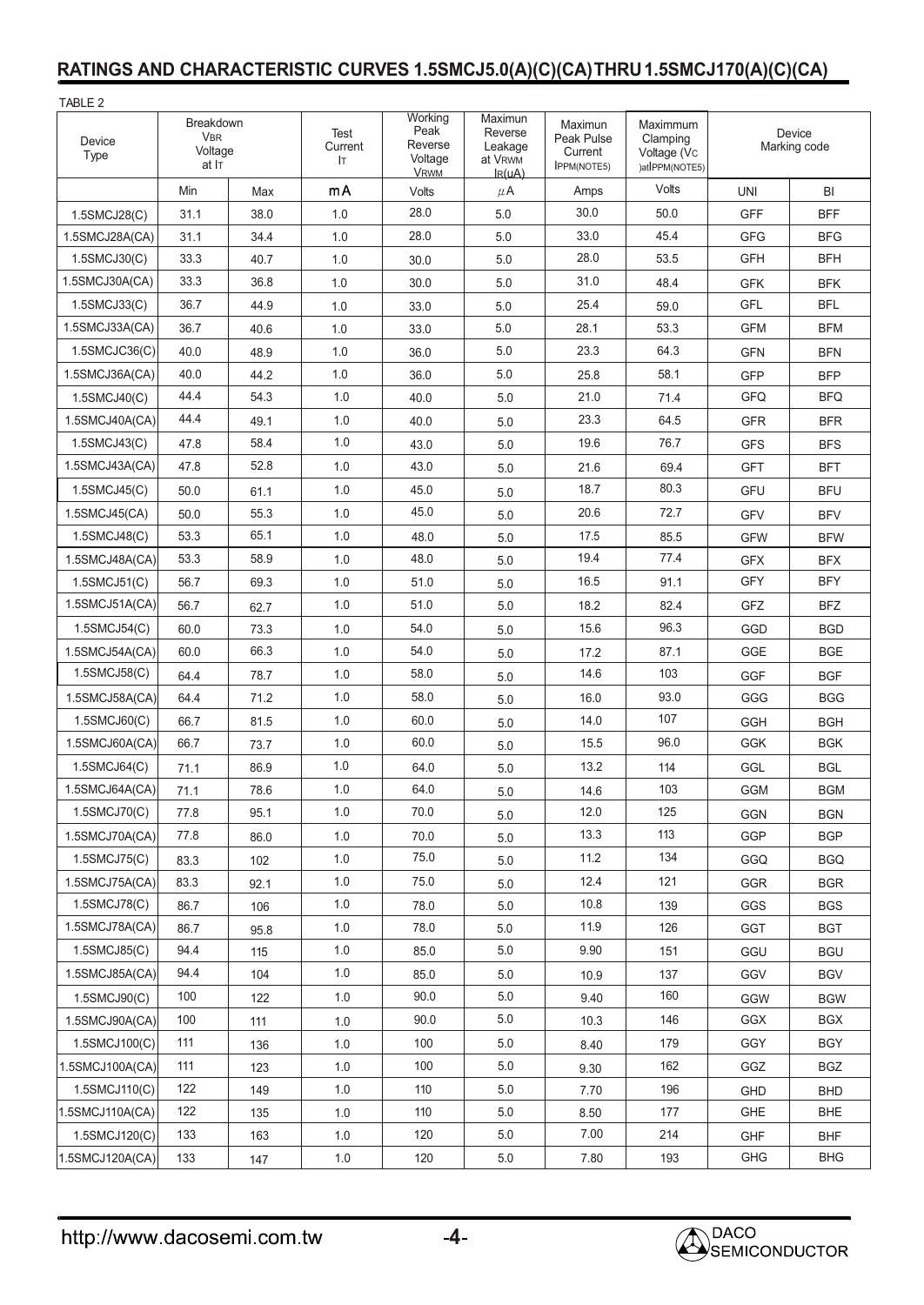## RATINGS AND CHARACTERISTIC CURVES 1.5SMCJ5.0(A)(C)(CA) THRU 1.5SMCJ170(A)(C)(CA)

TABLE 2

| Device Type | Breakdown $V_{BR}$ Voltage at $I_T$ | | Test Current $I_T$ | Working Peak Reverse Voltage $V_{RWM}$ | Maximun Reverse Leakage at $V_{RWM}$ $I_R$(uA) | Maximun Peak Pulse Current $I_{PPM}$(NOTE5) | Maximmum Clamping Voltage ($V_C$ )at $I_{PPM}$(NOTE5) | Device Marking code | |
|---|---|---|---|---|---|---|---|---|---|
| | Min | Max | mA | Volts | μA | Amps | Volts | UNI | BI |
| 1.5SMCJ28(C) | 31.1 | 38.0 | 1.0 | 28.0 | 5.0 | 30.0 | 50.0 | GFF | BFF |
| 1.5SMCJ28A(CA) | 31.1 | 34.4 | 1.0 | 28.0 | 5.0 | 33.0 | 45.4 | GFG | BFG |
| 1.5SMCJ30(C) | 33.3 | 40.7 | 1.0 | 30.0 | 5.0 | 28.0 | 53.5 | GFH | BFH |
| 1.5SMCJ30A(CA) | 33.3 | 36.8 | 1.0 | 30.0 | 5.0 | 31.0 | 48.4 | GFK | BFK |
| 1.5SMCJ33(C) | 36.7 | 44.9 | 1.0 | 33.0 | 5.0 | 25.4 | 59.0 | GFL | BFL |
| 1.5SMCJ33A(CA) | 36.7 | 40.6 | 1.0 | 33.0 | 5.0 | 28.1 | 53.3 | GFM | BFM |
| 1.5SMCJC36(C) | 40.0 | 48.9 | 1.0 | 36.0 | 5.0 | 23.3 | 64.3 | GFN | BFN |
| 1.5SMCJ36A(CA) | 40.0 | 44.2 | 1.0 | 36.0 | 5.0 | 25.8 | 58.1 | GFP | BFP |
| 1.5SMCJ40(C) | 44.4 | 54.3 | 1.0 | 40.0 | 5.0 | 21.0 | 71.4 | GFQ | BFQ |
| 1.5SMCJ40A(CA) | 44.4 | 49.1 | 1.0 | 40.0 | 5.0 | 23.3 | 64.5 | GFR | BFR |
| 1.5SMCJ43(C) | 47.8 | 58.4 | 1.0 | 43.0 | 5.0 | 19.6 | 76.7 | GFS | BFS |
| 1.5SMCJ43A(CA) | 47.8 | 52.8 | 1.0 | 43.0 | 5.0 | 21.6 | 69.4 | GFT | BFT |
| 1.5SMCJ45(C) | 50.0 | 61.1 | 1.0 | 45.0 | 5.0 | 18.7 | 80.3 | GFU | BFU |
| 1.5SMCJ45(CA) | 50.0 | 55.3 | 1.0 | 45.0 | 5.0 | 20.6 | 72.7 | GFV | BFV |
| 1.5SMCJ48(C) | 53.3 | 65.1 | 1.0 | 48.0 | 5.0 | 17.5 | 85.5 | GFW | BFW |
| 1.5SMCJ48A(CA) | 53.3 | 58.9 | 1.0 | 48.0 | 5.0 | 19.4 | 77.4 | GFX | BFX |
| 1.5SMCJ51(C) | 56.7 | 69.3 | 1.0 | 51.0 | 5.0 | 16.5 | 91.1 | GFY | BFY |
| 1.5SMCJ51A(CA) | 56.7 | 62.7 | 1.0 | 51.0 | 5.0 | 18.2 | 82.4 | GFZ | BFZ |
| 1.5SMCJ54(C) | 60.0 | 73.3 | 1.0 | 54.0 | 5.0 | 15.6 | 96.3 | GGD | BGD |
| 1.5SMCJ54A(CA) | 60.0 | 66.3 | 1.0 | 54.0 | 5.0 | 17.2 | 87.1 | GGE | BGE |
| 1.5SMCJ58(C) | 64.4 | 78.7 | 1.0 | 58.0 | 5.0 | 14.6 | 103 | GGF | BGF |
| 1.5SMCJ58A(CA) | 64.4 | 71.2 | 1.0 | 58.0 | 5.0 | 16.0 | 93.0 | GGG | BGG |
| 1.5SMCJ60(C) | 66.7 | 81.5 | 1.0 | 60.0 | 5.0 | 14.0 | 107 | GGH | BGH |
| 1.5SMCJ60A(CA) | 66.7 | 73.7 | 1.0 | 60.0 | 5.0 | 15.5 | 96.0 | GGK | BGK |
| 1.5SMCJ64(C) | 71.1 | 86.9 | 1.0 | 64.0 | 5.0 | 13.2 | 114 | GGL | BGL |
| 1.5SMCJ64A(CA) | 71.1 | 78.6 | 1.0 | 64.0 | 5.0 | 14.6 | 103 | GGM | BGM |
| 1.5SMCJ70(C) | 77.8 | 95.1 | 1.0 | 70.0 | 5.0 | 12.0 | 125 | GGN | BGN |
| 1.5SMCJ70A(CA) | 77.8 | 86.0 | 1.0 | 70.0 | 5.0 | 13.3 | 113 | GGP | BGP |
| 1.5SMCJ75(C) | 83.3 | 102 | 1.0 | 75.0 | 5.0 | 11.2 | 134 | GGQ | BGQ |
| 1.5SMCJ75A(CA) | 83.3 | 92.1 | 1.0 | 75.0 | 5.0 | 12.4 | 121 | GGR | BGR |
| 1.5SMCJ78(C) | 86.7 | 106 | 1.0 | 78.0 | 5.0 | 10.8 | 139 | GGS | BGS |
| 1.5SMCJ78A(CA) | 86.7 | 95.8 | 1.0 | 78.0 | 5.0 | 11.9 | 126 | GGT | BGT |
| 1.5SMCJ85(C) | 94.4 | 115 | 1.0 | 85.0 | 5.0 | 9.90 | 151 | GGU | BGU |
| 1.5SMCJ85A(CA) | 94.4 | 104 | 1.0 | 85.0 | 5.0 | 10.9 | 137 | GGV | BGV |
| 1.5SMCJ90(C) | 100 | 122 | 1.0 | 90.0 | 5.0 | 9.40 | 160 | GGW | BGW |
| 1.5SMCJ90A(CA) | 100 | 111 | 1.0 | 90.0 | 5.0 | 10.3 | 146 | GGX | BGX |
| 1.5SMCJ100(C) | 111 | 136 | 1.0 | 100 | 5.0 | 8.40 | 179 | GGY | BGY |
| 1.5SMCJ100A(CA) | 111 | 123 | 1.0 | 100 | 5.0 | 9.30 | 162 | GGZ | BGZ |
| 1.5SMCJ110(C) | 122 | 149 | 1.0 | 110 | 5.0 | 7.70 | 196 | GHD | BHD |
| 1.5SMCJ110A(CA) | 122 | 135 | 1.0 | 110 | 5.0 | 8.50 | 177 | GHE | BHE |
| 1.5SMCJ120(C) | 133 | 163 | 1.0 | 120 | 5.0 | 7.00 | 214 | GHF | BHF |
| 1.5SMCJ120A(CA) | 133 | 147 | 1.0 | 120 | 5.0 | 7.80 | 193 | GHG | BHG |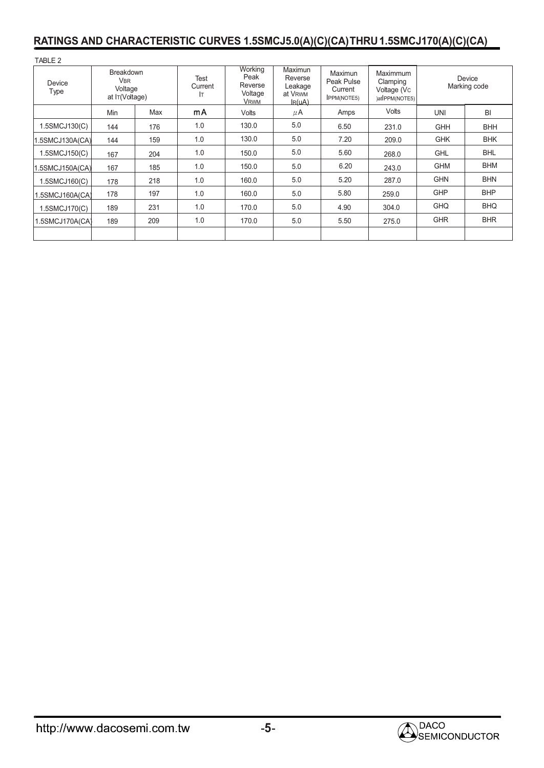## RATINGS AND CHARACTERISTIC CURVES 1.5SMCJ5.0(A)(C)(CA) THRU 1.5SMCJ170(A)(C)(CA)

TABLE 2

| Device Type | Breakdown $V_{BR}$ Voltage at $I_T$(Voltage) | | Test Current $I_T$ | Working Peak Reverse Voltage $V_{RWM}$ | Maximun Reverse Leakage at $V_{RWM}$ $I_R$(uA) | Maximun Peak Pulse Current $I_{PPM}$(NOTE5) | Maximmum Clamping Voltage ($V_C$)at$I_{PPM}$(NOTE5) | Device Marking code | |
|---|---|---|---|---|---|---|---|---|---|
| | Min | Max | mA | Volts | μA | Amps | Volts | UNI | BI |
| 1.5SMCJ130(C) | 144 | 176 | 1.0 | 130.0 | 5.0 | 6.50 | 231.0 | GHH | BHH |
| 1.5SMCJ130A(CA) | 144 | 159 | 1.0 | 130.0 | 5.0 | 7.20 | 209.0 | GHK | BHK |
| 1.5SMCJ150(C) | 167 | 204 | 1.0 | 150.0 | 5.0 | 5.60 | 268.0 | GHL | BHL |
| 1.5SMCJ150A(CA) | 167 | 185 | 1.0 | 150.0 | 5.0 | 6.20 | 243.0 | GHM | BHM |
| 1.5SMCJ160(C) | 178 | 218 | 1.0 | 160.0 | 5.0 | 5.20 | 287.0 | GHN | BHN |
| 1.5SMCJ160A(CA) | 178 | 197 | 1.0 | 160.0 | 5.0 | 5.80 | 259.0 | GHP | BHP |
| 1.5SMCJ170(C) | 189 | 231 | 1.0 | 170.0 | 5.0 | 4.90 | 304.0 | GHQ | BHQ |
| 1.5SMCJ170A(CA) | 189 | 209 | 1.0 | 170.0 | 5.0 | 5.50 | 275.0 | GHR | BHR |
| | | | | | | | | | |